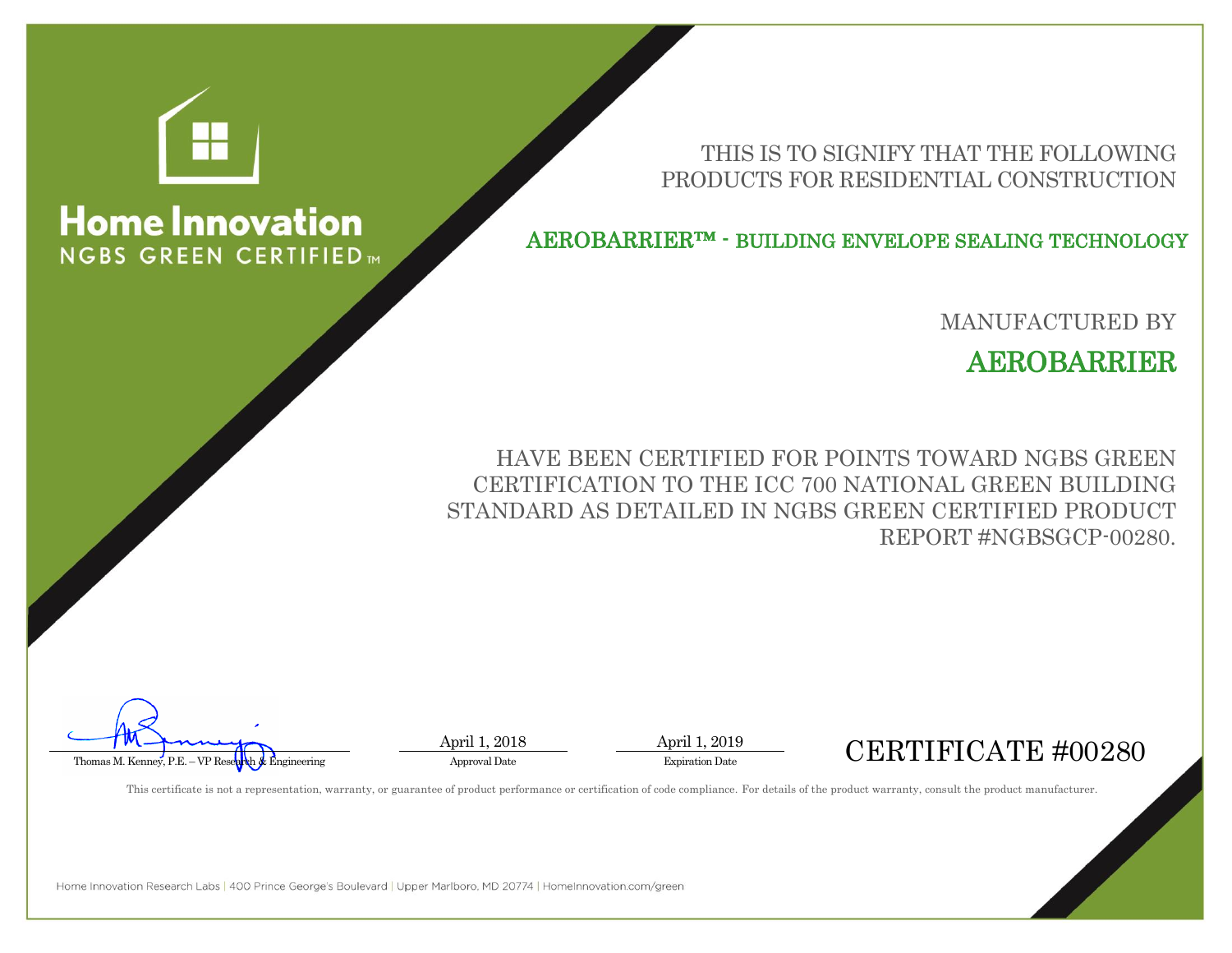# Home Innovation

NGBS GREEN CERTIFIED™

THIS IS TO SIGNIFY THAT THE FOLLOWING PRODUCTS FOR RESIDENTIAL CONSTRUCTION

## AEROBARRIER™ - BUILDING ENVELOPE SEALING TECHNOLOGY

MANUFACTURED BY

## AEROBARRIER

HAVE BEEN CERTIFIED FOR POINTS TOWARD NGBS GREEN CERTIFICATION TO THE ICC 700 NATIONAL GREEN BUILDING STANDARD AS DETAILED IN NGBS GREEN CERTIFIED PRODUCT REPORT #NGBSGCP-00280.

Thomas M. Kenney, P.E. – VP Research & Engineering

April 1, 2018
Approval Date

April 1, 2019
Expiration Date

CERTIFICATE #00280

This certificate is not a representation, warranty, or guarantee of product performance or certification of code compliance. For details of the product warranty, consult the product manufacturer.

Home Innovation Research Labs | 400 Prince George's Boulevard | Upper Marlboro, MD 20774 | HomeInnovation.com/green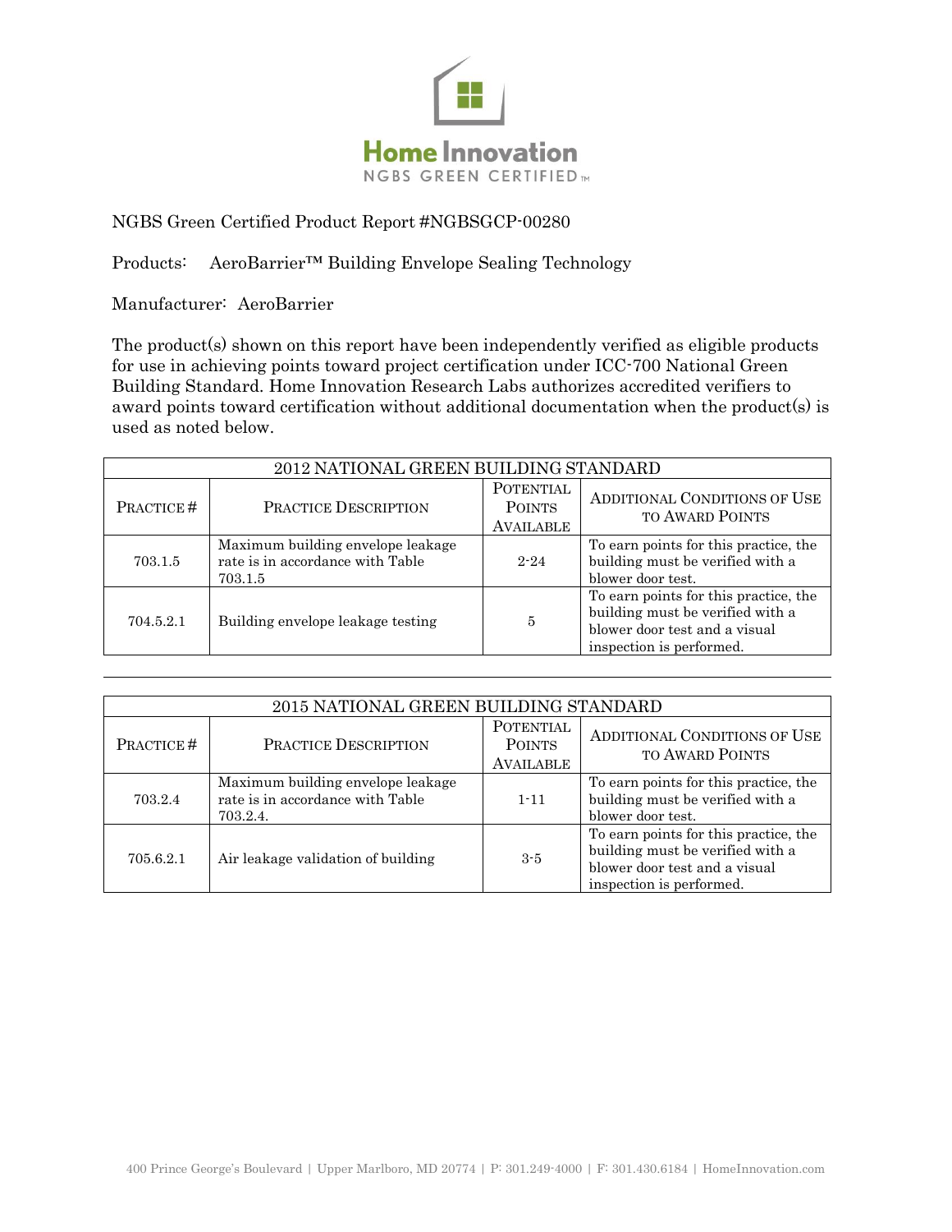Home Innovation
NGBS GREEN CERTIFIED™

NGBS Green Certified Product Report #NGBSGCP-00280

Products: AeroBarrier™ Building Envelope Sealing Technology

Manufacturer: AeroBarrier

The product(s) shown on this report have been independently verified as eligible products for use in achieving points toward project certification under ICC-700 National Green Building Standard. Home Innovation Research Labs authorizes accredited verifiers to award points toward certification without additional documentation when the product(s) is used as noted below.

| 2012 NATIONAL GREEN BUILDING STANDARD | | | |
|---|---|---|---|
| PRACTICE # | PRACTICE DESCRIPTION | POTENTIAL POINTS AVAILABLE | ADDITIONAL CONDITIONS OF USE TO AWARD POINTS |
| 703.1.5 | Maximum building envelope leakage rate is in accordance with Table 703.1.5 | 2-24 | To earn points for this practice, the building must be verified with a blower door test. |
| 704.5.2.1 | Building envelope leakage testing | 5 | To earn points for this practice, the building must be verified with a blower door test and a visual inspection is performed. |

| 2015 NATIONAL GREEN BUILDING STANDARD | | | |
|---|---|---|---|
| PRACTICE # | PRACTICE DESCRIPTION | POTENTIAL POINTS AVAILABLE | ADDITIONAL CONDITIONS OF USE TO AWARD POINTS |
| 703.2.4 | Maximum building envelope leakage rate is in accordance with Table 703.2.4. | 1-11 | To earn points for this practice, the building must be verified with a blower door test. |
| 705.6.2.1 | Air leakage validation of building | 3-5 | To earn points for this practice, the building must be verified with a blower door test and a visual inspection is performed. |

400 Prince George's Boulevard | Upper Marlboro, MD 20774 | P: 301.249-4000 | F: 301.430.6184 | HomeInnovation.com